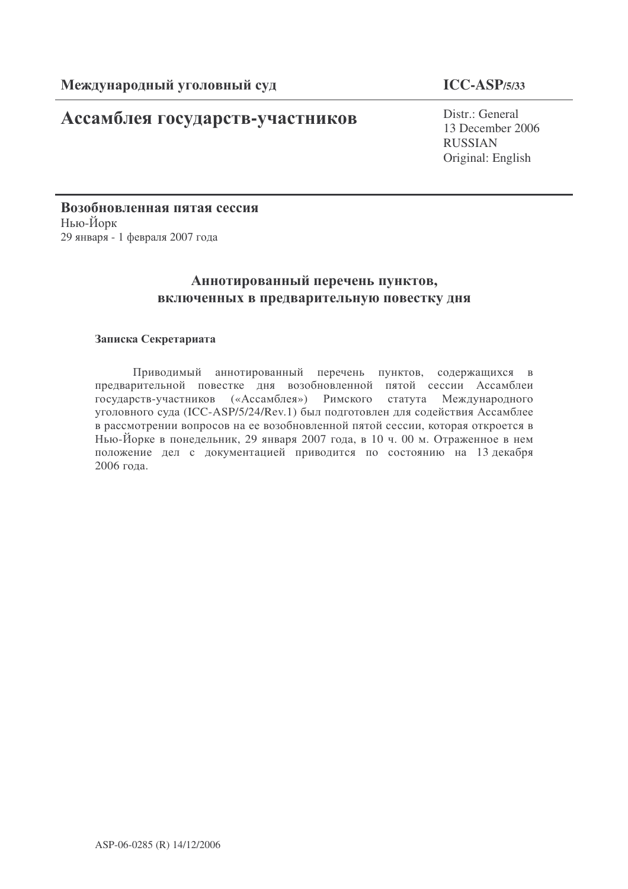**Международный уголовный суд** **ICC-ASP/5/33**

# Ассамблея государств-участников

Distr.: General
13 December 2006
RUSSIAN
Original: English

**Возобновленная пятая сессия**
Нью-Йорк
29 января - 1 февраля 2007 года

## Аннотированный перечень пунктов, включенных в предварительную повестку дня

**Записка Секретариата**

Приводимый аннотированный перечень пунктов, содержащихся в предварительной повестке дня возобновленной пятой сессии Ассамблеи государств-участников («Ассамблея») Римского статута Международного уголовного суда (ICC-ASP/5/24/Rev.1) был подготовлен для содействия Ассамблее в рассмотрении вопросов на ее возобновленной пятой сессии, которая откроется в Нью-Йорке в понедельник, 29 января 2007 года, в 10 ч. 00 м. Отраженное в нем положение дел с документацией приводится по состоянию на 13 декабря 2006 года.

ASP-06-0285 (R) 14/12/2006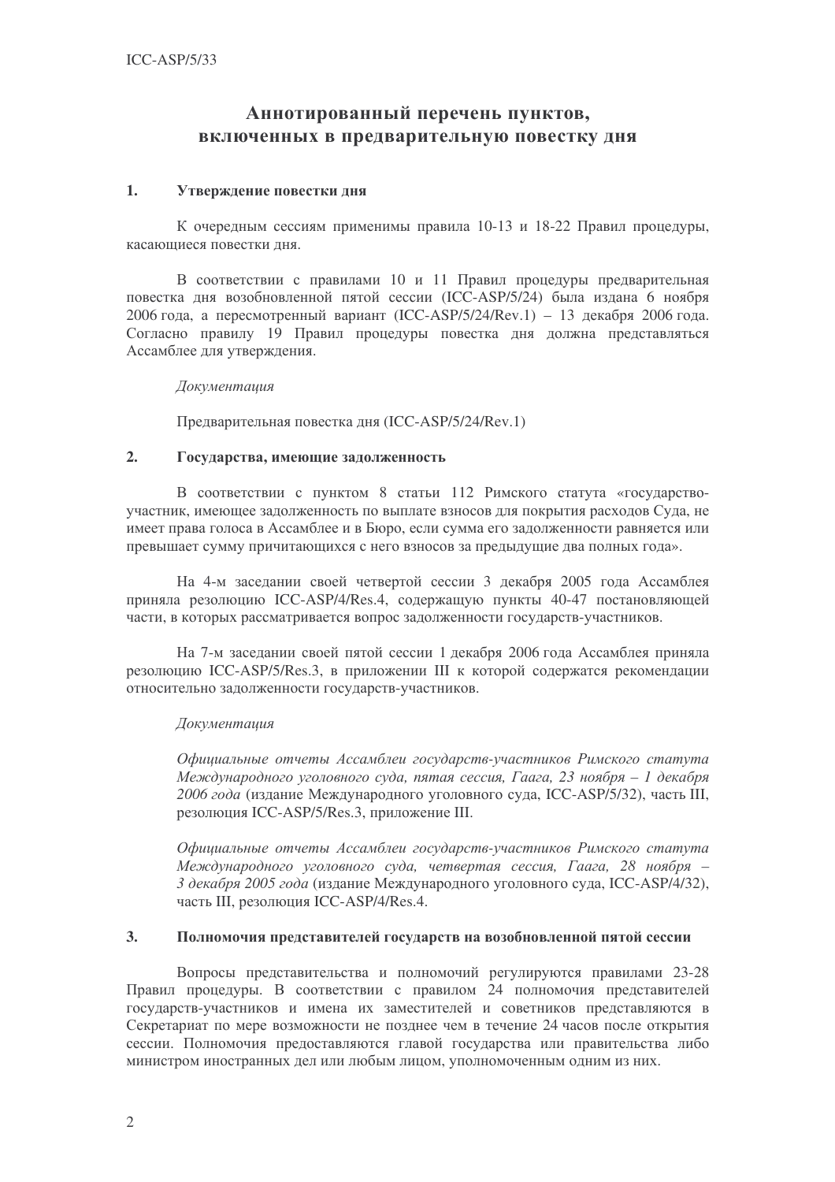# Аннотированный перечень пунктов, включенных в предварительную повестку дня

## 1. Утверждение повестки дня

К очередным сессиям применимы правила 10-13 и 18-22 Правил процедуры, касающиеся повестки дня.

В соответствии с правилами 10 и 11 Правил процедуры предварительная повестка дня возобновленной пятой сессии (ICC-ASP/5/24) была издана 6 ноября 2006 года, а пересмотренный вариант (ICC-ASP/5/24/Rev.1) – 13 декабря 2006 года. Согласно правилу 19 Правил процедуры повестка дня должна представляться Ассамблее для утверждения.

*Документация*

Предварительная повестка дня (ICC-ASP/5/24/Rev.1)

## 2. Государства, имеющие задолженность

В соответствии с пунктом 8 статьи 112 Римского статута «государство-участник, имеющее задолженность по выплате взносов для покрытия расходов Суда, не имеет права голоса в Ассамблее и в Бюро, если сумма его задолженности равняется или превышает сумму причитающихся с него взносов за предыдущие два полных года».

На 4-м заседании своей четвертой сессии 3 декабря 2005 года Ассамблея приняла резолюцию ICC-ASP/4/Res.4, содержащую пункты 40-47 постановляющей части, в которых рассматривается вопрос задолженности государств-участников.

На 7-м заседании своей пятой сессии 1 декабря 2006 года Ассамблея приняла резолюцию ICC-ASP/5/Res.3, в приложении III к которой содержатся рекомендации относительно задолженности государств-участников.

*Документация*

*Официальные отчеты Ассамблеи государств-участников Римского статута Международного уголовного суда, пятая сессия, Гаага, 23 ноября – 1 декабря 2006 года* (издание Международного уголовного суда, ICC-ASP/5/32), часть III, резолюция ICC-ASP/5/Res.3, приложение III.

*Официальные отчеты Ассамблеи государств-участников Римского статута Международного уголовного суда, четвертая сессия, Гаага, 28 ноября – 3 декабря 2005 года* (издание Международного уголовного суда, ICC-ASP/4/32), часть III, резолюция ICC-ASP/4/Res.4.

## 3. Полномочия представителей государств на возобновленной пятой сессии

Вопросы представительства и полномочий регулируются правилами 23-28 Правил процедуры. В соответствии с правилом 24 полномочия представителей государств-участников и имена их заместителей и советников представляются в Секретариат по мере возможности не позднее чем в течение 24 часов после открытия сессии. Полномочия предоставляются главой государства или правительства либо министром иностранных дел или любым лицом, уполномоченным одним из них.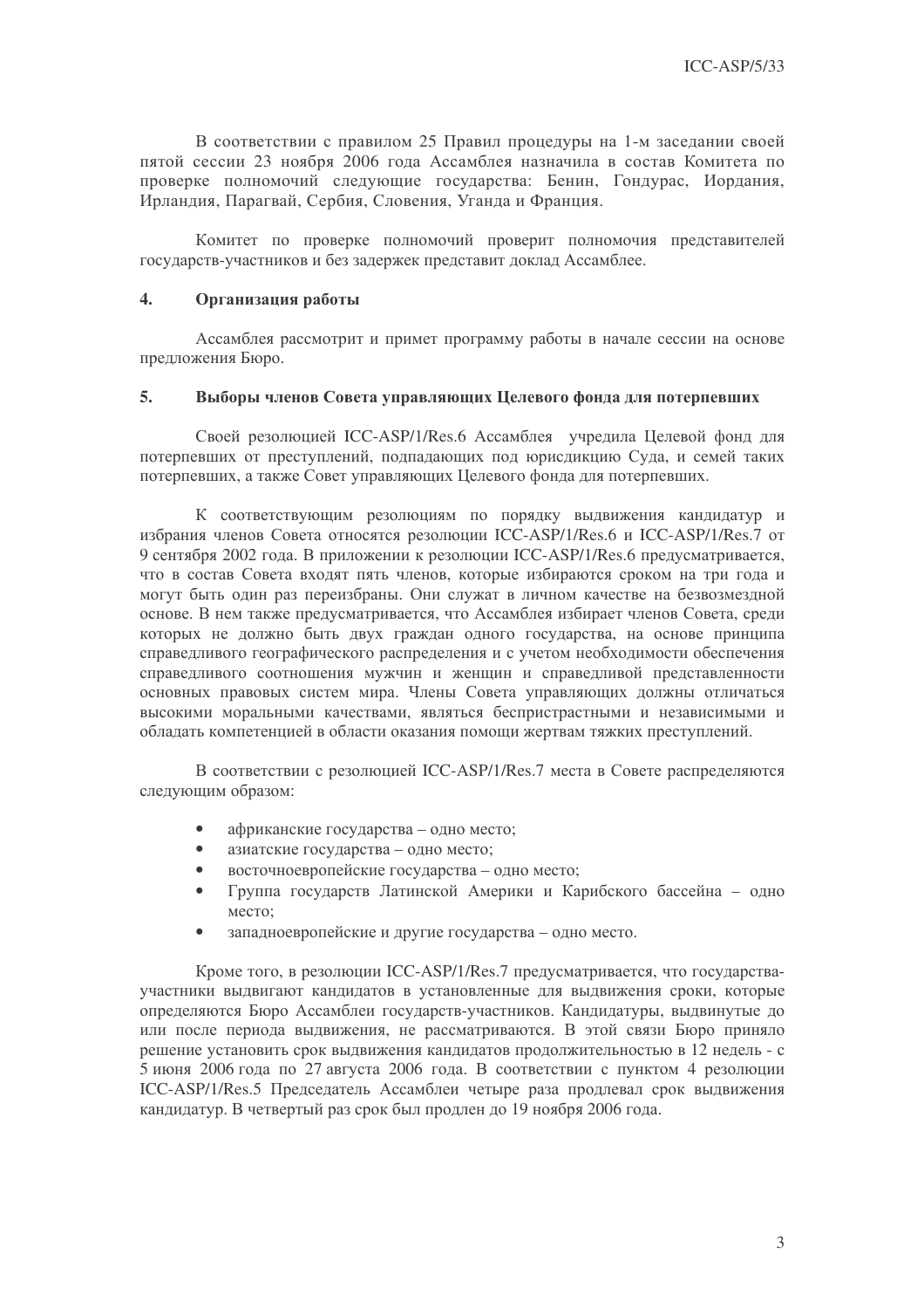В соответствии с правилом 25 Правил процедуры на 1-м заседании своей пятой сессии 23 ноября 2006 года Ассамблея назначила в состав Комитета по проверке полномочий следующие государства: Бенин, Гондурас, Иордания, Ирландия, Парагвай, Сербия, Словения, Уганда и Франция.

Комитет по проверке полномочий проверит полномочия представителей государств-участников и без задержек представит доклад Ассамблее.

## 4. Организация работы

Ассамблея рассмотрит и примет программу работы в начале сессии на основе предложения Бюро.

## 5. Выборы членов Совета управляющих Целевого фонда для потерпевших

Своей резолюцией ICC-ASP/1/Res.6 Ассамблея учредила Целевой фонд для потерпевших от преступлений, подпадающих под юрисдикцию Суда, и семей таких потерпевших, а также Совет управляющих Целевого фонда для потерпевших.

К соответствующим резолюциям по порядку выдвижения кандидатур и избрания членов Совета относятся резолюции ICC-ASP/1/Res.6 и ICC-ASP/1/Res.7 от 9 сентября 2002 года. В приложении к резолюции ICC-ASP/1/Res.6 предусматривается, что в состав Совета входят пять членов, которые избираются сроком на три года и могут быть один раз переизбраны. Они служат в личном качестве на безвозмездной основе. В нем также предусматривается, что Ассамблея избирает членов Совета, среди которых не должно быть двух граждан одного государства, на основе принципа справедливого географического распределения и с учетом необходимости обеспечения справедливого соотношения мужчин и женщин и справедливой представленности основных правовых систем мира. Члены Совета управляющих должны отличаться высокими моральными качествами, являться беспристрастными и независимыми и обладать компетенцией в области оказания помощи жертвам тяжких преступлений.

В соответствии с резолюцией ICC-ASP/1/Res.7 места в Совете распределяются следующим образом:

- африканские государства – одно место;
- азиатские государства – одно место;
- восточноевропейские государства – одно место;
- Группа государств Латинской Америки и Карибского бассейна – одно место;
- западноевропейские и другие государства – одно место.

Кроме того, в резолюции ICC-ASP/1/Res.7 предусматривается, что государства-участники выдвигают кандидатов в установленные для выдвижения сроки, которые определяются Бюро Ассамблеи государств-участников. Кандидатуры, выдвинутые до или после периода выдвижения, не рассматриваются. В этой связи Бюро приняло решение установить срок выдвижения кандидатов продолжительностью в 12 недель - с 5 июня 2006 года по 27 августа 2006 года. В соответствии с пунктом 4 резолюции ICC-ASP/1/Res.5 Председатель Ассамблеи четыре раза продлевал срок выдвижения кандидатур. В четвертый раз срок был продлен до 19 ноября 2006 года.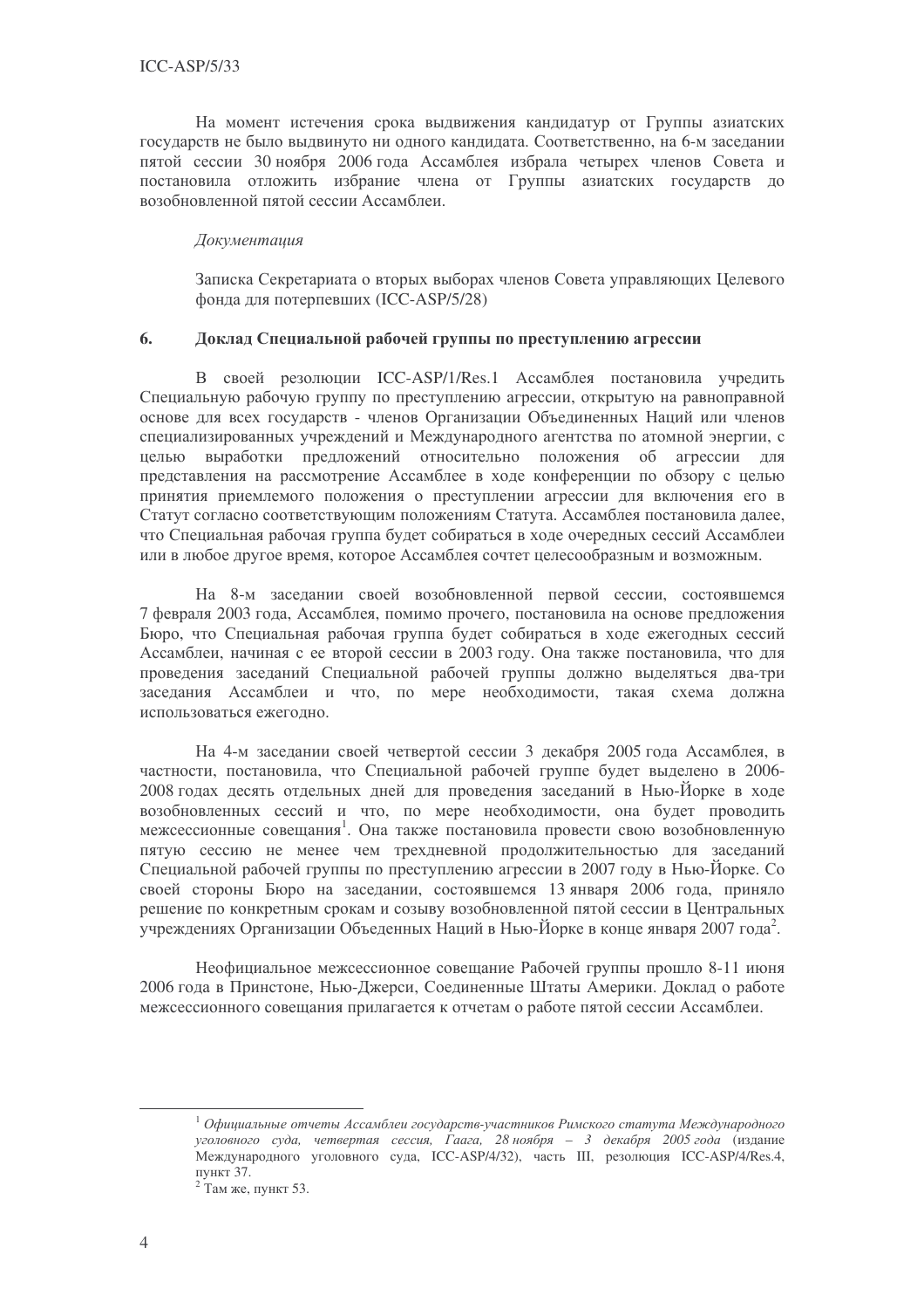На момент истечения срока выдвижения кандидатур от Группы азиатских государств не было выдвинуто ни одного кандидата. Соответственно, на 6-м заседании пятой сессии 30 ноября 2006 года Ассамблея избрала четырех членов Совета и постановила отложить избрание члена от Группы азиатских государств до возобновленной пятой сессии Ассамблеи.

*Документация*

Записка Секретариата о вторых выборах членов Совета управляющих Целевого фонда для потерпевших (ICC-ASP/5/28)

### 6. Доклад Специальной рабочей группы по преступлению агрессии

В своей резолюции ICC-ASP/1/Res.1 Ассамблея постановила учредить Специальную рабочую группу по преступлению агрессии, открытую на равноправной основе для всех государств - членов Организации Объединенных Наций или членов специализированных учреждений и Международного агентства по атомной энергии, с целью выработки предложений относительно положения об агрессии для представления на рассмотрение Ассамблее в ходе конференции по обзору с целью принятия приемлемого положения о преступлении агрессии для включения его в Статут согласно соответствующим положениям Статута. Ассамблея постановила далее, что Специальная рабочая группа будет собираться в ходе очередных сессий Ассамблеи или в любое другое время, которое Ассамблея сочтет целесообразным и возможным.

На 8-м заседании своей возобновленной первой сессии, состоявшемся 7 февраля 2003 года, Ассамблея, помимо прочего, постановила на основе предложения Бюро, что Специальная рабочая группа будет собираться в ходе ежегодных сессий Ассамблеи, начиная с ее второй сессии в 2003 году. Она также постановила, что для проведения заседаний Специальной рабочей группы должно выделяться два-три заседания Ассамблеи и что, по мере необходимости, такая схема должна использоваться ежегодно.

На 4-м заседании своей четвертой сессии 3 декабря 2005 года Ассамблея, в частности, постановила, что Специальной рабочей группе будет выделено в 2006-2008 годах десять отдельных дней для проведения заседаний в Нью-Йорке в ходе возобновленных сессий и что, по мере необходимости, она будет проводить межсессионные совещания[1]. Она также постановила провести свою возобновленную пятую сессию не менее чем трехдневной продолжительностью для заседаний Специальной рабочей группы по преступлению агрессии в 2007 году в Нью-Йорке. Со своей стороны Бюро на заседании, состоявшемся 13 января 2006 года, приняло решение по конкретным срокам и созыву возобновленной пятой сессии в Центральных учреждениях Организации Объеденных Наций в Нью-Йорке в конце января 2007 года[2].

Неофициальное межсессионное совещание Рабочей группы прошло 8-11 июня 2006 года в Принстоне, Нью-Джерси, Соединенные Штаты Америки. Доклад о работе межсессионного совещания прилагается к отчетам о работе пятой сессии Ассамблеи.

---

[1] *Официальные отчеты Ассамблеи государств-участников Римского статута Международного уголовного суда, четвертая сессия, Гаага, 28 ноября – 3 декабря 2005 года* (издание Международного уголовного суда, ICC-ASP/4/32), часть III, резолюция ICC-ASP/4/Res.4, пункт 37.

[2] Там же, пункт 53.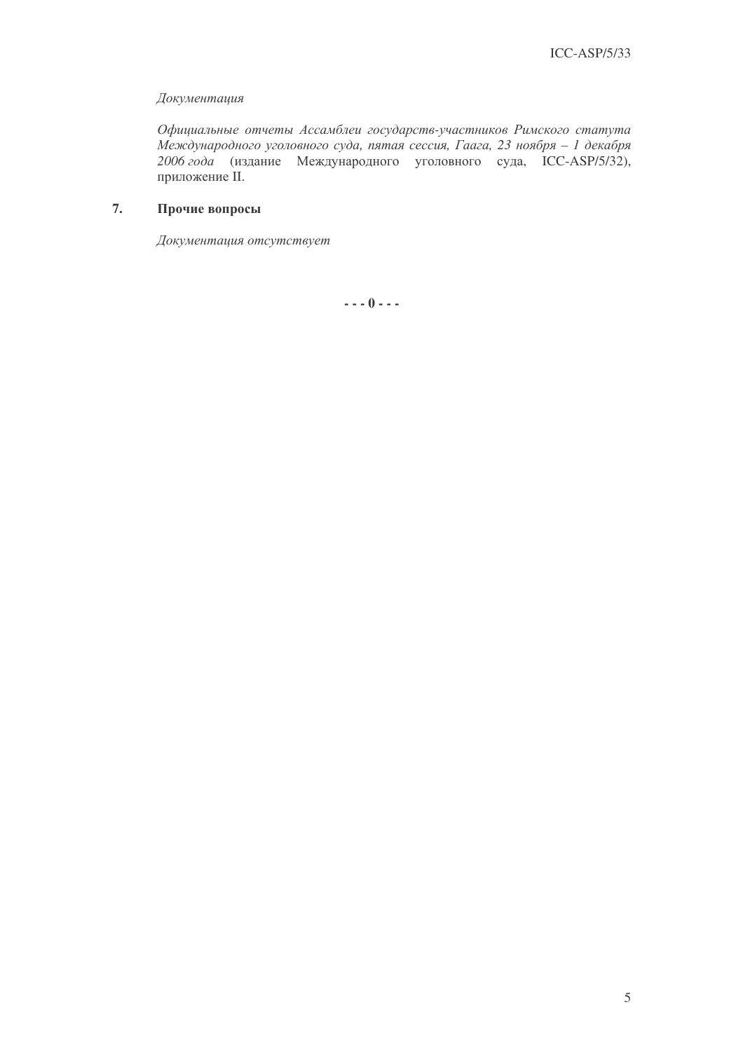*Документация*

*Официальные отчеты Ассамблеи государств-участников Римского статута Международного уголовного суда, пятая сессия, Гаага, 23 ноября – 1 декабря 2006 года* (издание Международного уголовного суда, ICC-ASP/5/32), приложение II.

**7. Прочие вопросы**

*Документация отсутствует*

**- - - 0 - - -**